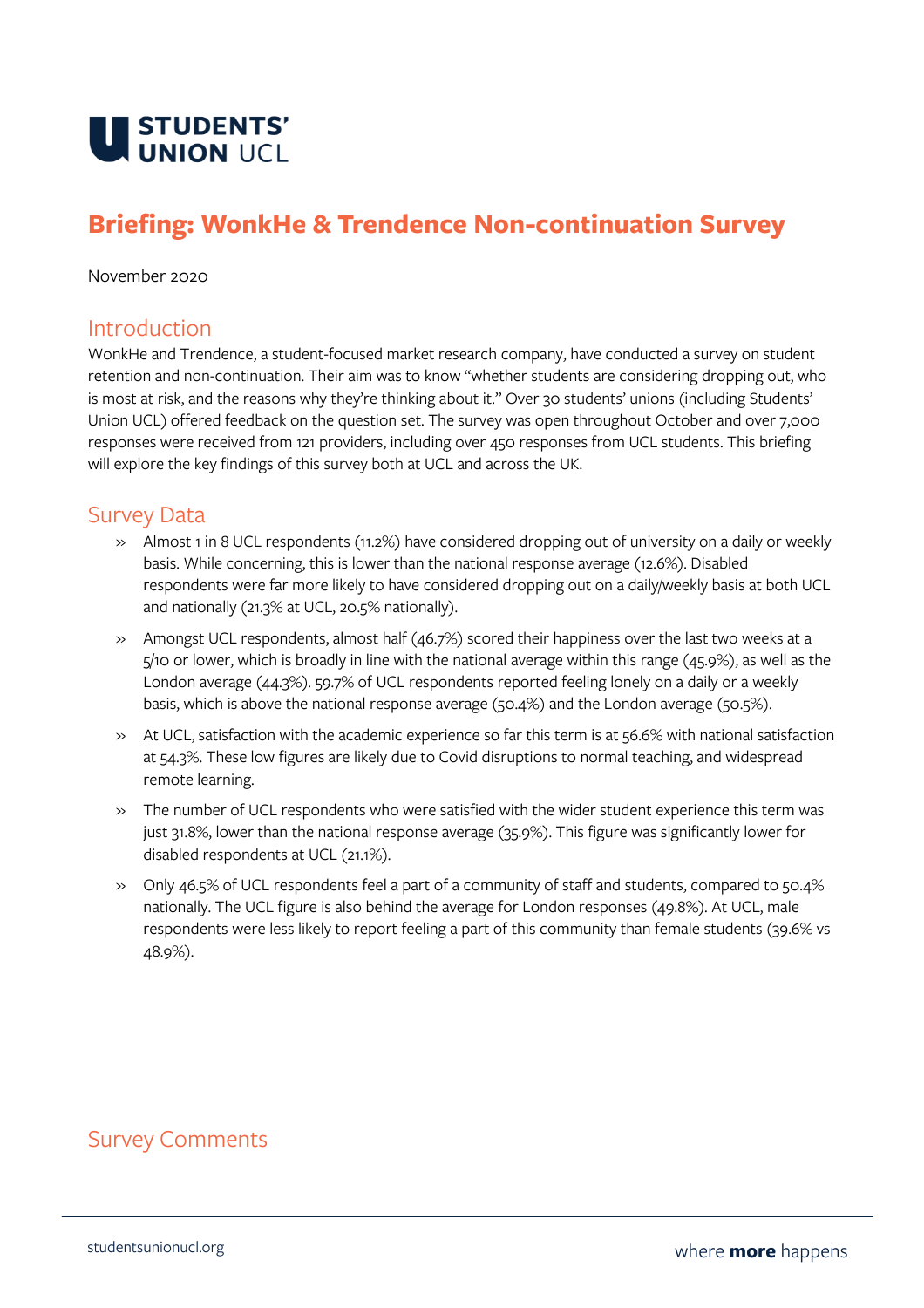# Briefing: WonkHe & Trendence Non-continuation Survey

November 2020

## Introduction

WonkHe and Trendence, a student-focused market research company, have conducted a survey on student retention and non-continuation. Their aim was to know "whether students are considering dropping out, who is most at risk, and the reasons why they're thinking about it." Over 30 students' unions (including Students' Union UCL) offered feedback on the question set. The survey was open throughout October and over 7,000 responses were received from 121 providers, including over 450 responses from UCL students. This briefing will explore the key findings of this survey both at UCL and across the UK.

## Survey Data

- Almost 1 in 8 UCL respondents (11.2%) have considered dropping out of university on a daily or weekly basis. While concerning, this is lower than the national response average (12.6%). Disabled respondents were far more likely to have considered dropping out on a daily/weekly basis at both UCL and nationally (21.3% at UCL, 20.5% nationally).
- Amongst UCL respondents, almost half (46.7%) scored their happiness over the last two weeks at a 5/10 or lower, which is broadly in line with the national average within this range (45.9%), as well as the London average (44.3%). 59.7% of UCL respondents reported feeling lonely on a daily or a weekly basis, which is above the national response average (50.4%) and the London average (50.5%).
- At UCL, satisfaction with the academic experience so far this term is at 56.6% with national satisfaction at 54.3%. These low figures are likely due to Covid disruptions to normal teaching, and widespread remote learning.
- The number of UCL respondents who were satisfied with the wider student experience this term was just 31.8%, lower than the national response average (35.9%). This figure was significantly lower for disabled respondents at UCL (21.1%).
- Only 46.5% of UCL respondents feel a part of a community of staff and students, compared to 50.4% nationally. The UCL figure is also behind the average for London responses (49.8%). At UCL, male respondents were less likely to report feeling a part of this community than female students (39.6% vs 48.9%).

## Survey Comments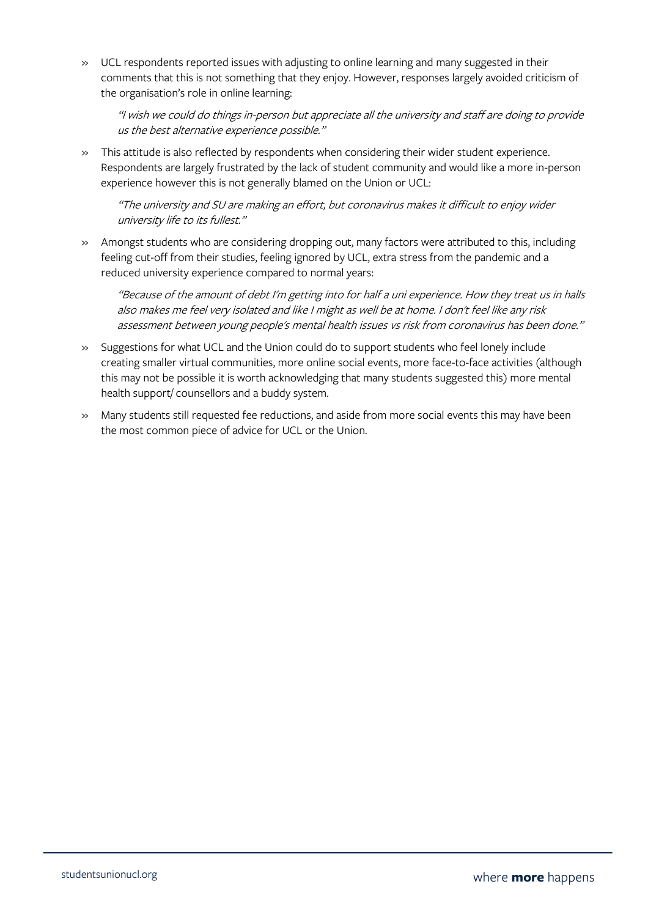- UCL respondents reported issues with adjusting to online learning and many suggested in their comments that this is not something that they enjoy. However, responses largely avoided criticism of the organisation's role in online learning:

  *"I wish we could do things in-person but appreciate all the university and staff are doing to provide us the best alternative experience possible."*

- This attitude is also reflected by respondents when considering their wider student experience. Respondents are largely frustrated by the lack of student community and would like a more in-person experience however this is not generally blamed on the Union or UCL:

  *"The university and SU are making an effort, but coronavirus makes it difficult to enjoy wider university life to its fullest."*

- Amongst students who are considering dropping out, many factors were attributed to this, including feeling cut-off from their studies, feeling ignored by UCL, extra stress from the pandemic and a reduced university experience compared to normal years:

  *"Because of the amount of debt I'm getting into for half a uni experience. How they treat us in halls also makes me feel very isolated and like I might as well be at home. I don't feel like any risk assessment between young people's mental health issues vs risk from coronavirus has been done."*

- Suggestions for what UCL and the Union could do to support students who feel lonely include creating smaller virtual communities, more online social events, more face-to-face activities (although this may not be possible it is worth acknowledging that many students suggested this) more mental health support/ counsellors and a buddy system.

- Many students still requested fee reductions, and aside from more social events this may have been the most common piece of advice for UCL or the Union.